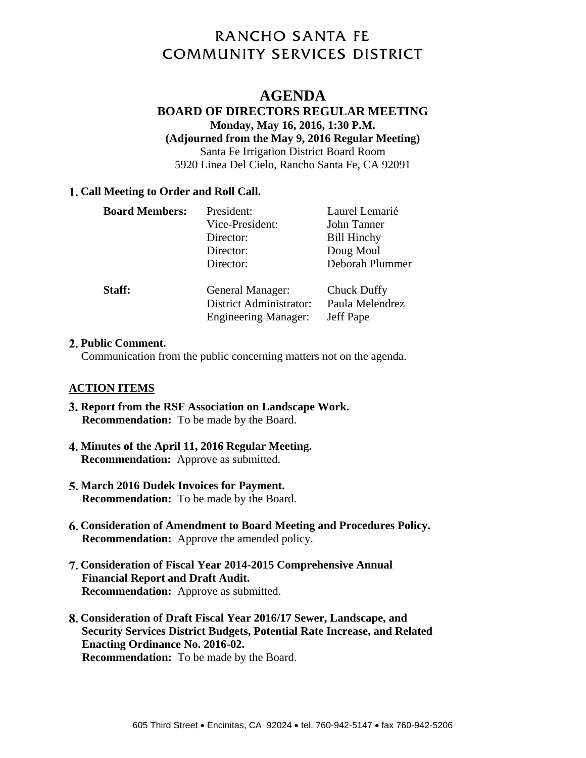# RANCHO SANTA FE COMMUNITY SERVICES DISTRICT

## AGENDA

### BOARD OF DIRECTORS REGULAR MEETING

**Monday, May 16, 2016, 1:30 P.M.**
**(Adjourned from the May 9, 2016 Regular Meeting)**
Santa Fe Irrigation District Board Room
5920 Linea Del Cielo, Rancho Santa Fe, CA 92091

**1. Call Meeting to Order and Roll Call.**

| | | |
|---|---|---|
| **Board Members:** | President: | Laurel Lemarié |
| | Vice-President: | John Tanner |
| | Director: | Bill Hinchy |
| | Director: | Doug Moul |
| | Director: | Deborah Plummer |
| **Staff:** | General Manager: | Chuck Duffy |
| | District Administrator: | Paula Melendrez |
| | Engineering Manager: | Jeff Pape |

**2. Public Comment.**
Communication from the public concerning matters not on the agenda.

**ACTION ITEMS**

**3. Report from the RSF Association on Landscape Work.**
**Recommendation:** To be made by the Board.

**4. Minutes of the April 11, 2016 Regular Meeting.**
**Recommendation:** Approve as submitted.

**5. March 2016 Dudek Invoices for Payment.**
**Recommendation:** To be made by the Board.

**6. Consideration of Amendment to Board Meeting and Procedures Policy.**
**Recommendation:** Approve the amended policy.

**7. Consideration of Fiscal Year 2014-2015 Comprehensive Annual Financial Report and Draft Audit.**
**Recommendation:** Approve as submitted.

**8. Consideration of Draft Fiscal Year 2016/17 Sewer, Landscape, and Security Services District Budgets, Potential Rate Increase, and Related Enacting Ordinance No. 2016-02.**
**Recommendation:** To be made by the Board.

605 Third Street • Encinitas, CA 92024 • tel. 760-942-5147 • fax 760-942-5206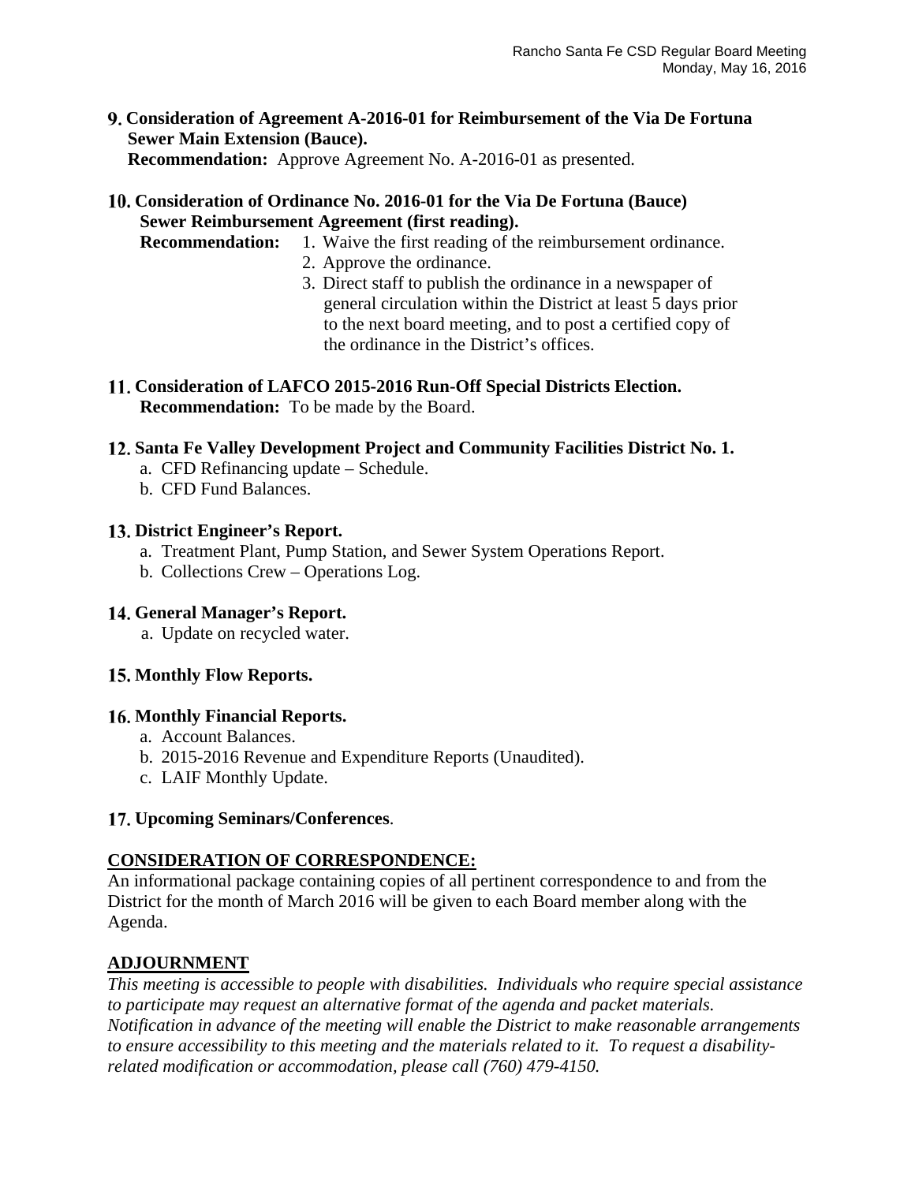**9. Consideration of Agreement A-2016-01 for Reimbursement of the Via De Fortuna Sewer Main Extension (Bauce).**

**Recommendation:** Approve Agreement No. A-2016-01 as presented.

**10. Consideration of Ordinance No. 2016-01 for the Via De Fortuna (Bauce) Sewer Reimbursement Agreement (first reading).**

**Recommendation:**
1. Waive the first reading of the reimbursement ordinance.
2. Approve the ordinance.
3. Direct staff to publish the ordinance in a newspaper of general circulation within the District at least 5 days prior to the next board meeting, and to post a certified copy of the ordinance in the District's offices.

**11. Consideration of LAFCO 2015-2016 Run-Off Special Districts Election.**

**Recommendation:** To be made by the Board.

**12. Santa Fe Valley Development Project and Community Facilities District No. 1.**

a. CFD Refinancing update – Schedule.
b. CFD Fund Balances.

**13. District Engineer's Report.**

a. Treatment Plant, Pump Station, and Sewer System Operations Report.
b. Collections Crew – Operations Log.

**14. General Manager's Report.**

a. Update on recycled water.

**15. Monthly Flow Reports.**

**16. Monthly Financial Reports.**

a. Account Balances.
b. 2015-2016 Revenue and Expenditure Reports (Unaudited).
c. LAIF Monthly Update.

**17. Upcoming Seminars/Conferences**.

## CONSIDERATION OF CORRESPONDENCE:

An informational package containing copies of all pertinent correspondence to and from the District for the month of March 2016 will be given to each Board member along with the Agenda.

## ADJOURNMENT

*This meeting is accessible to people with disabilities. Individuals who require special assistance to participate may request an alternative format of the agenda and packet materials. Notification in advance of the meeting will enable the District to make reasonable arrangements to ensure accessibility to this meeting and the materials related to it. To request a disability-related modification or accommodation, please call (760) 479-4150.*